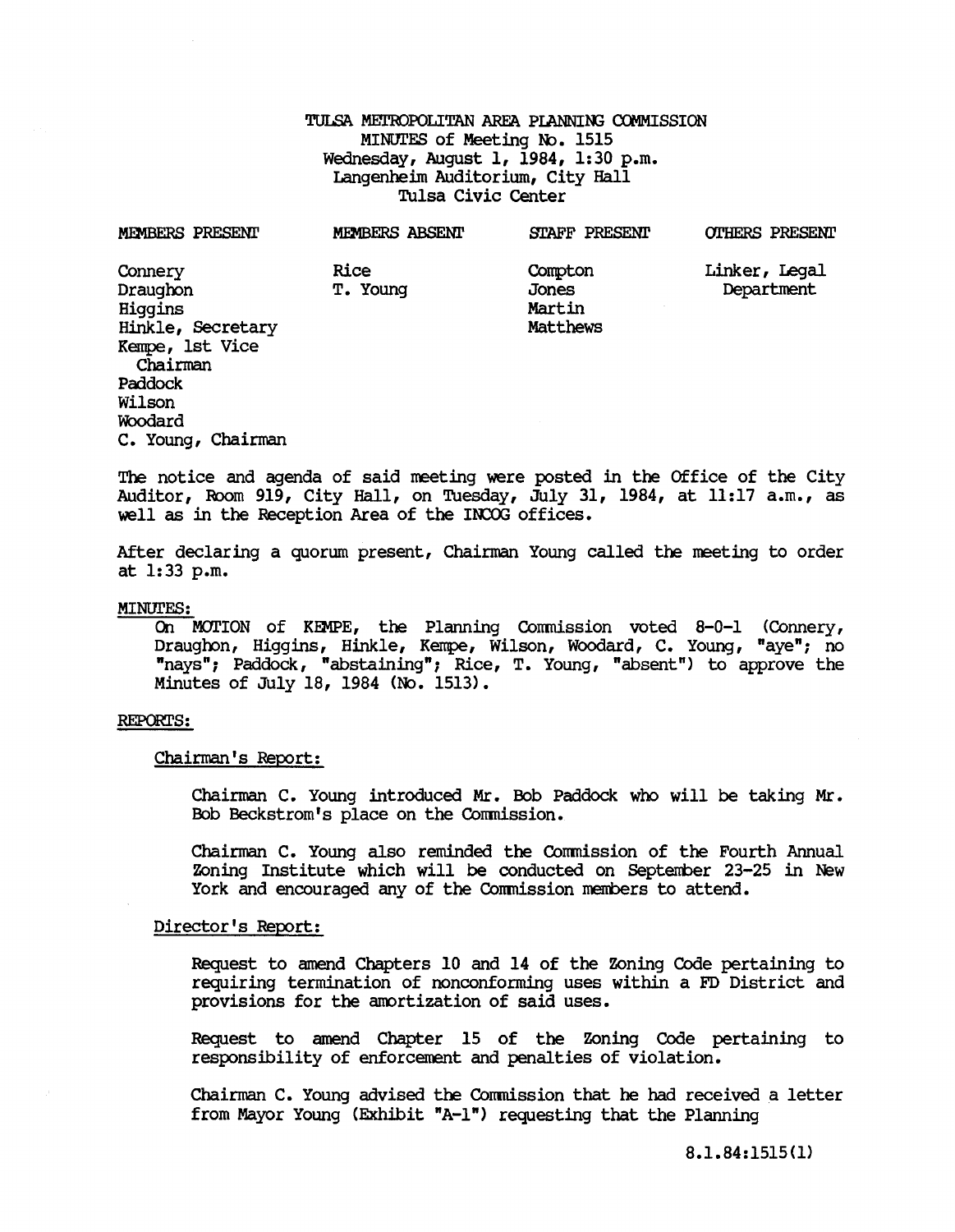# TULSA METROPOLITAN AREA PLANNING COMMISSION
## MINUTES of Meeting No. 1515
### Wednesday, August 1, 1984, 1:30 p.m.
### Langenheim Auditorium, City Hall
### Tulsa Civic Center

| MEMBERS PRESENT | MEMBERS ABSENT | STAFF PRESENT | OTHERS PRESENT |
|---|---|---|---|
| Connery | Rice | Compton | Linker, Legal Department |
| Draughon | T. Young | Jones | |
| Higgins | | Martin | |
| Hinkle, Secretary | | Matthews | |
| Kempe, 1st Vice Chairman | | | |
| Paddock | | | |
| Wilson | | | |
| Woodard | | | |
| C. Young, Chairman | | | |

The notice and agenda of said meeting were posted in the Office of the City Auditor, Room 919, City Hall, on Tuesday, July 31, 1984, at 11:17 a.m., as well as in the Reception Area of the INCOG offices.

After declaring a quorum present, Chairman Young called the meeting to order at 1:33 p.m.

MINUTES:

On MOTION of KEMPE, the Planning Commission voted 8-0-1 (Connery, Draughon, Higgins, Hinkle, Kempe, Wilson, Woodard, C. Young, "aye"; no "nays"; Paddock, "abstaining"; Rice, T. Young, "absent") to approve the Minutes of July 18, 1984 (No. 1513).

REPORTS:

Chairman's Report:

Chairman C. Young introduced Mr. Bob Paddock who will be taking Mr. Bob Beckstrom's place on the Commission.

Chairman C. Young also reminded the Commission of the Fourth Annual Zoning Institute which will be conducted on September 23-25 in New York and encouraged any of the Commission members to attend.

Director's Report:

Request to amend Chapters 10 and 14 of the Zoning Code pertaining to requiring termination of nonconforming uses within a FD District and provisions for the amortization of said uses.

Request to amend Chapter 15 of the Zoning Code pertaining to responsibility of enforcement and penalties of violation.

Chairman C. Young advised the Commission that he had received a letter from Mayor Young (Exhibit "A-1") requesting that the Planning

8.1.84:1515(1)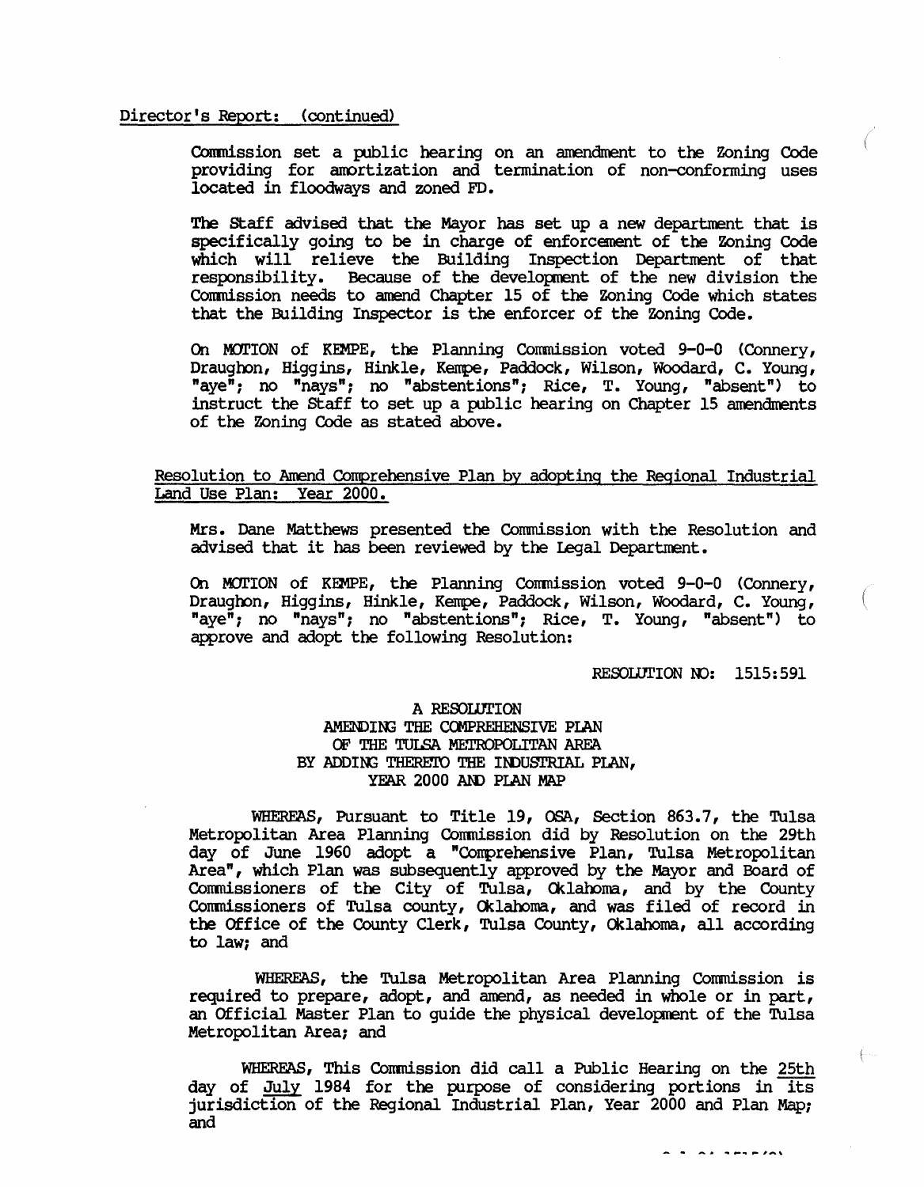Director's Report: (continued)

Commission set a public hearing on an amendment to the Zoning Code providing for amortization and termination of non-conforming uses located in floodways and zoned FD.

The Staff advised that the Mayor has set up a new department that is specifically going to be in charge of enforcement of the Zoning Code which will relieve the Building Inspection Department of that responsibility. Because of the development of the new division the Commission needs to amend Chapter 15 of the Zoning Code which states that the Building Inspector is the enforcer of the Zoning Code.

On MOTION of KEMPE, the Planning Commission voted 9-0-0 (Connery, Draughon, Higgins, Hinkle, Kempe, Paddock, Wilson, Woodard, C. Young, "aye"; no "nays"; no "abstentions"; Rice, T. Young, "absent") to instruct the Staff to set up a public hearing on Chapter 15 amendments of the Zoning Code as stated above.

Resolution to Amend Comprehensive Plan by adopting the Regional Industrial Land Use Plan: Year 2000.

Mrs. Dane Matthews presented the Commission with the Resolution and advised that it has been reviewed by the Legal Department.

On MOTION of KEMPE, the Planning Commission voted 9-0-0 (Connery, Draughon, Higgins, Hinkle, Kempe, Paddock, Wilson, Woodard, C. Young, "aye"; no "nays"; no "abstentions"; Rice, T. Young, "absent") to approve and adopt the following Resolution:

RESOLUTION NO: 1515:591

A RESOLUTION
AMENDING THE COMPREHENSIVE PLAN
OF THE TULSA METROPOLITAN AREA
BY ADDING THERETO THE INDUSTRIAL PLAN,
YEAR 2000 AND PLAN MAP

WHEREAS, Pursuant to Title 19, OSA, Section 863.7, the Tulsa Metropolitan Area Planning Commission did by Resolution on the 29th day of June 1960 adopt a "Comprehensive Plan, Tulsa Metropolitan Area", which Plan was subsequently approved by the Mayor and Board of Commissioners of the City of Tulsa, Oklahoma, and by the County Commissioners of Tulsa county, Oklahoma, and was filed of record in the Office of the County Clerk, Tulsa County, Oklahoma, all according to law; and

WHEREAS, the Tulsa Metropolitan Area Planning Commission is required to prepare, adopt, and amend, as needed in whole or in part, an Official Master Plan to guide the physical development of the Tulsa Metropolitan Area; and

WHEREAS, This Commission did call a Public Hearing on the 25th day of July 1984 for the purpose of considering portions in its jurisdiction of the Regional Industrial Plan, Year 2000 and Plan Map; and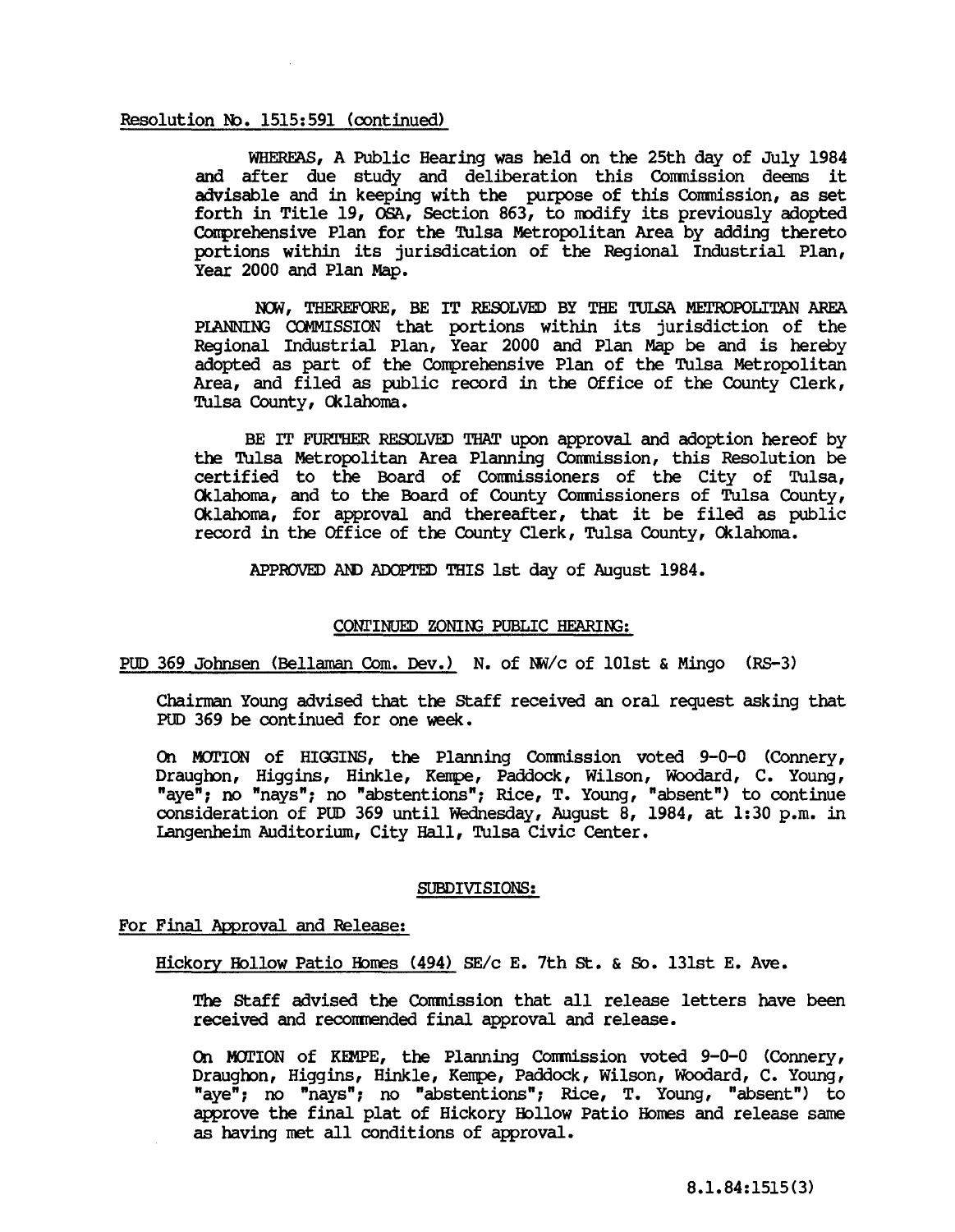Resolution No. 1515:591 (continued)

WHEREAS, A Public Hearing was held on the 25th day of July 1984 and after due study and deliberation this Commission deems it advisable and in keeping with the purpose of this Commission, as set forth in Title 19, OSA, Section 863, to modify its previously adopted Comprehensive Plan for the Tulsa Metropolitan Area by adding thereto portions within its jurisdication of the Regional Industrial Plan, Year 2000 and Plan Map.

NOW, THEREFORE, BE IT RESOLVED BY THE TULSA METROPOLITAN AREA PLANNING COMMISSION that portions within its jurisdiction of the Regional Industrial Plan, Year 2000 and Plan Map be and is hereby adopted as part of the Comprehensive Plan of the Tulsa Metropolitan Area, and filed as public record in the Office of the County Clerk, Tulsa County, Oklahoma.

BE IT FURTHER RESOLVED THAT upon approval and adoption hereof by the Tulsa Metropolitan Area Planning Commission, this Resolution be certified to the Board of Commissioners of the City of Tulsa, Oklahoma, and to the Board of County Commissioners of Tulsa County, Oklahoma, for approval and thereafter, that it be filed as public record in the Office of the County Clerk, Tulsa County, Oklahoma.

APPROVED AND ADOPTED THIS 1st day of August 1984.

## CONTINUED ZONING PUBLIC HEARING:

PUD 369 Johnsen (Bellaman Com. Dev.) N. of NW/c of 101st & Mingo (RS-3)

Chairman Young advised that the Staff received an oral request asking that PUD 369 be continued for one week.

On MOTION of HIGGINS, the Planning Commission voted 9-0-0 (Connery, Draughon, Higgins, Hinkle, Kempe, Paddock, Wilson, Woodard, C. Young, "aye"; no "nays"; no "abstentions"; Rice, T. Young, "absent") to continue consideration of PUD 369 until Wednesday, August 8, 1984, at 1:30 p.m. in Langenheim Auditorium, City Hall, Tulsa Civic Center.

## SUBDIVISIONS:

For Final Approval and Release:

Hickory Hollow Patio Homes (494) SE/c E. 7th St. & So. 131st E. Ave.

The Staff advised the Commission that all release letters have been received and recommended final approval and release.

On MOTION of KEMPE, the Planning Commission voted 9-0-0 (Connery, Draughon, Higgins, Hinkle, Kempe, Paddock, Wilson, Woodard, C. Young, "aye"; no "nays"; no "abstentions"; Rice, T. Young, "absent") to approve the final plat of Hickory Hollow Patio Homes and release same as having met all conditions of approval.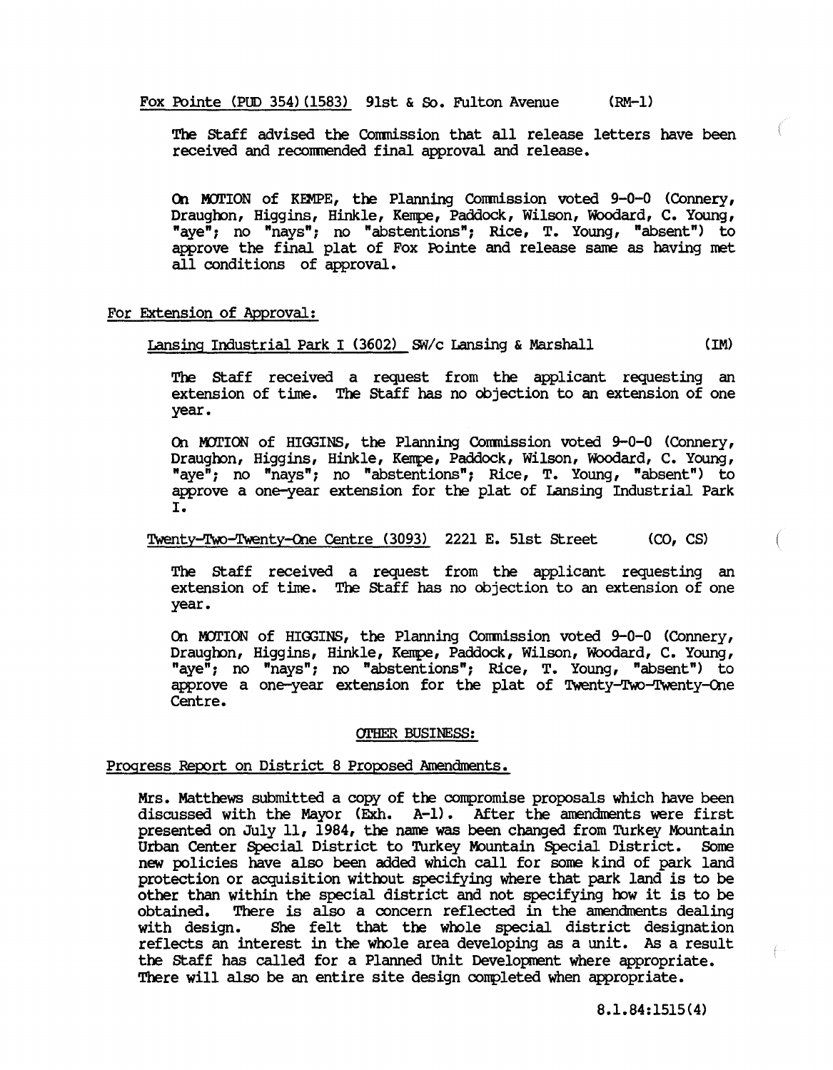Fox Pointe (PUD 354) (1583) 91st & So. Fulton Avenue (RM-1)

The Staff advised the Commission that all release letters have been received and recommended final approval and release.

On MOTION of KEMPE, the Planning Commission voted 9-0-0 (Connery, Draughon, Higgins, Hinkle, Kempe, Paddock, Wilson, Woodard, C. Young, "aye"; no "nays"; no "abstentions"; Rice, T. Young, "absent") to approve the final plat of Fox Pointe and release same as having met all conditions of approval.

For Extension of Approval:

Lansing Industrial Park I (3602) SW/c Lansing & Marshall (IM)

The Staff received a request from the applicant requesting an extension of time. The Staff has no objection to an extension of one year.

On MOTION of HIGGINS, the Planning Commission voted 9-0-0 (Connery, Draughon, Higgins, Hinkle, Kempe, Paddock, Wilson, Woodard, C. Young, "aye"; no "nays"; no "abstentions"; Rice, T. Young, "absent") to approve a one-year extension for the plat of Lansing Industrial Park I.

Twenty-Two-Twenty-One Centre (3093) 2221 E. 51st Street (CO, CS)

The Staff received a request from the applicant requesting an extension of time. The Staff has no objection to an extension of one year.

On MOTION of HIGGINS, the Planning Commission voted 9-0-0 (Connery, Draughon, Higgins, Hinkle, Kempe, Paddock, Wilson, Woodard, C. Young, "aye"; no "nays"; no "abstentions"; Rice, T. Young, "absent") to approve a one-year extension for the plat of Twenty-Two-Twenty-One Centre.

OTHER BUSINESS:

Progress Report on District 8 Proposed Amendments.

Mrs. Matthews submitted a copy of the compromise proposals which have been discussed with the Mayor (Exh. A-1). After the amendments were first presented on July 11, 1984, the name was been changed from Turkey Mountain Urban Center Special District to Turkey Mountain Special District. Some new policies have also been added which call for some kind of park land protection or acquisition without specifying where that park land is to be other than within the special district and not specifying how it is to be obtained. There is also a concern reflected in the amendments dealing with design. She felt that the whole special district designation reflects an interest in the whole area developing as a unit. As a result the Staff has called for a Planned Unit Development where appropriate. There will also be an entire site design completed when appropriate.

8.1.84:1515(4)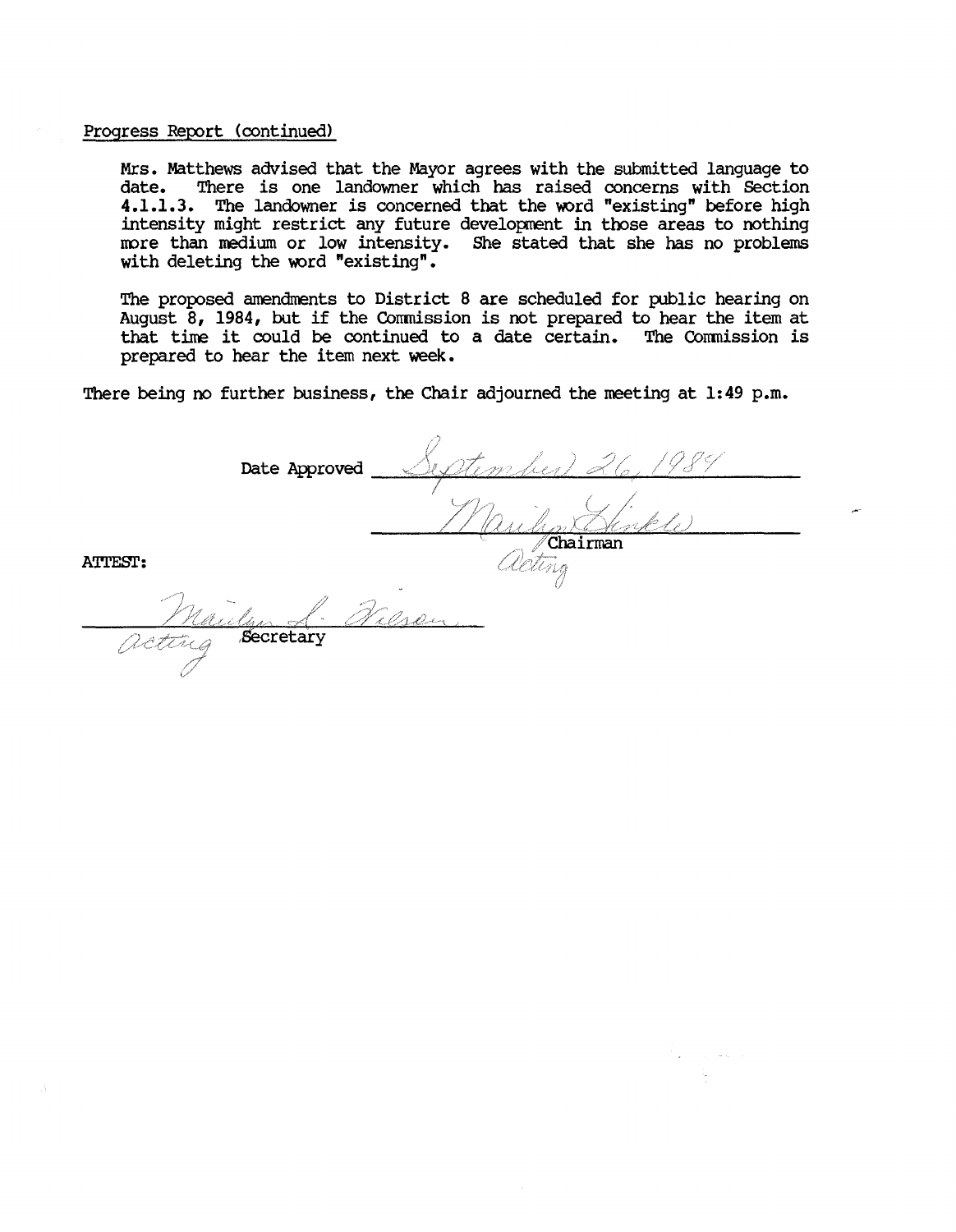Progress Report (continued)

Mrs. Matthews advised that the Mayor agrees with the submitted language to date. There is one landowner which has raised concerns with Section 4.1.1.3. The landowner is concerned that the word "existing" before high intensity might restrict any future development in those areas to nothing more than medium or low intensity. She stated that she has no problems with deleting the word "existing".

The proposed amendments to District 8 are scheduled for public hearing on August 8, 1984, but if the Commission is not prepared to hear the item at that time it could be continued to a date certain. The Commission is prepared to hear the item next week.

There being no further business, the Chair adjourned the meeting at 1:49 p.m.

Date Approved *September 26, 1984*

*Marilyn Hinkle*
Chairman
*Acting*

ATTEST:

*Marilyn L. Wilson*
*Acting* Secretary